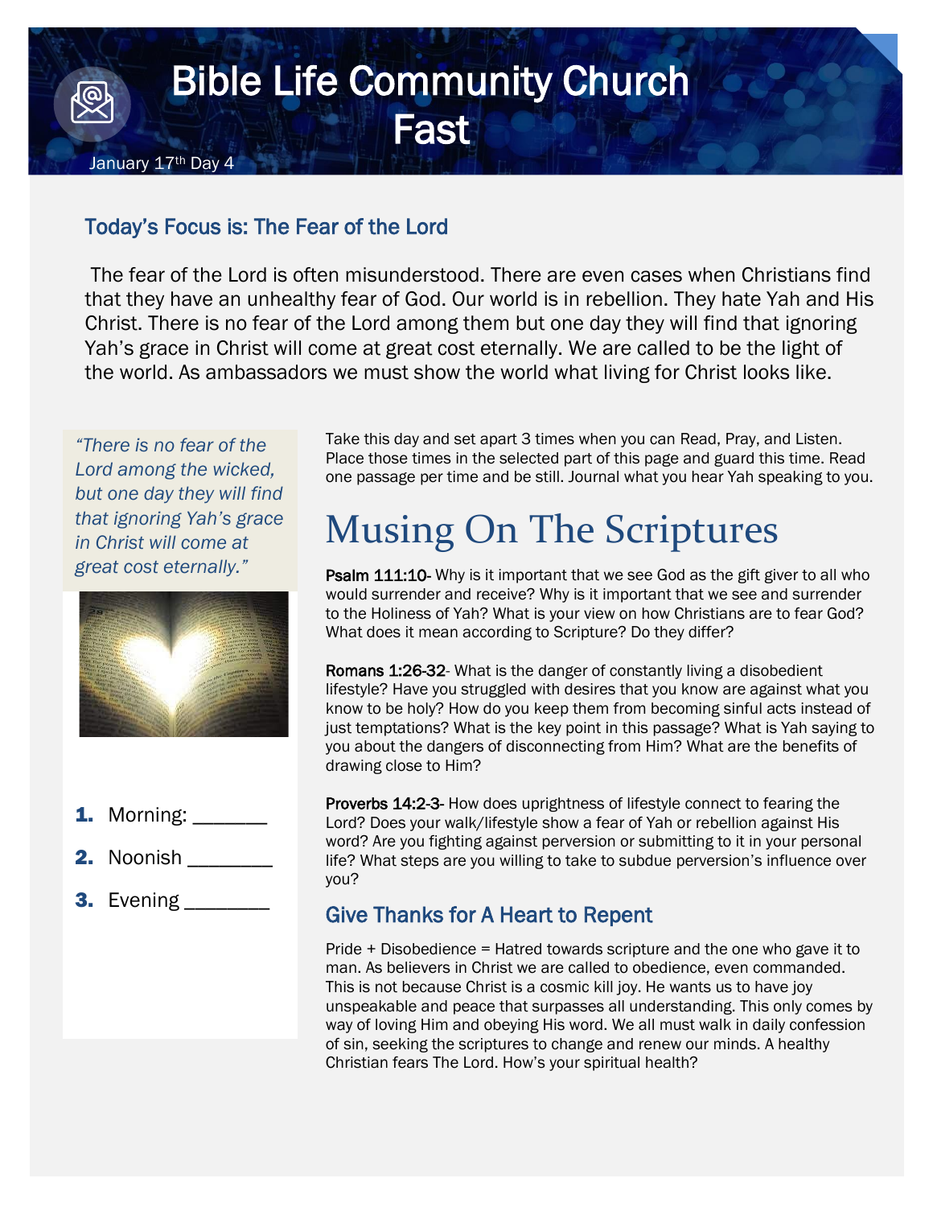# Bible Life Community Church Fast

January 17th Day 4

## Today's Focus is: The Fear of the Lord

The fear of the Lord is often misunderstood. There are even cases when Christians find that they have an unhealthy fear of God. Our world is in rebellion. They hate Yah and His Christ. There is no fear of the Lord among them but one day they will find that ignoring Yah's grace in Christ will come at great cost eternally. We are called to be the light of the world. As ambassadors we must show the world what living for Christ looks like.

*"There is no fear of the Lord among the wicked, but one day they will find that ignoring Yah's grace in Christ will come at great cost eternally."*

1. Morning: _______
2. Noonish ________
3. Evening ________

Take this day and set apart 3 times when you can Read, Pray, and Listen. Place those times in the selected part of this page and guard this time. Read one passage per time and be still. Journal what you hear Yah speaking to you.

# Musing On The Scriptures

**Psalm 111:10**- Why is it important that we see God as the gift giver to all who would surrender and receive? Why is it important that we see and surrender to the Holiness of Yah? What is your view on how Christians are to fear God? What does it mean according to Scripture? Do they differ?

**Romans 1:26-32**- What is the danger of constantly living a disobedient lifestyle? Have you struggled with desires that you know are against what you know to be holy? How do you keep them from becoming sinful acts instead of just temptations? What is the key point in this passage? What is Yah saying to you about the dangers of disconnecting from Him? What are the benefits of drawing close to Him?

**Proverbs 14:2-3**- How does uprightness of lifestyle connect to fearing the Lord? Does your walk/lifestyle show a fear of Yah or rebellion against His word? Are you fighting against perversion or submitting to it in your personal life? What steps are you willing to take to subdue perversion's influence over you?

## Give Thanks for A Heart to Repent

Pride + Disobedience = Hatred towards scripture and the one who gave it to man. As believers in Christ we are called to obedience, even commanded. This is not because Christ is a cosmic kill joy. He wants us to have joy unspeakable and peace that surpasses all understanding. This only comes by way of loving Him and obeying His word. We all must walk in daily confession of sin, seeking the scriptures to change and renew our minds. A healthy Christian fears The Lord. How's your spiritual health?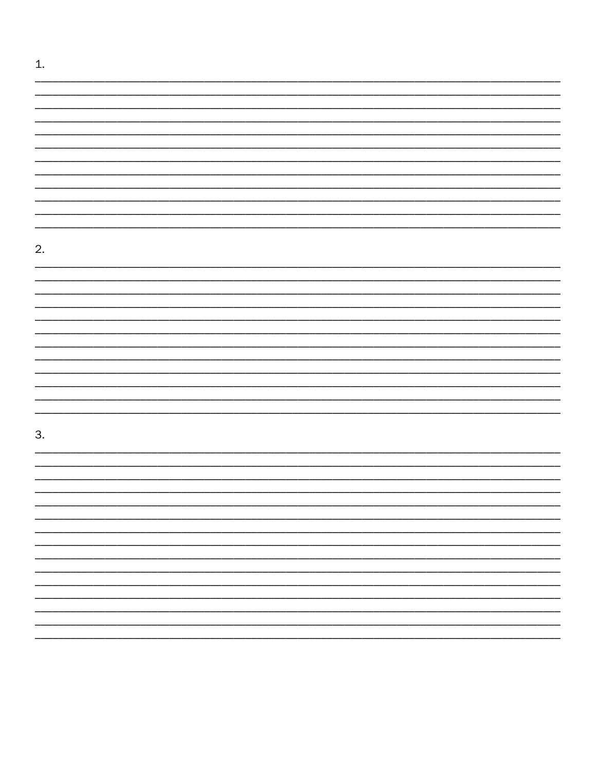1.

2.

3.